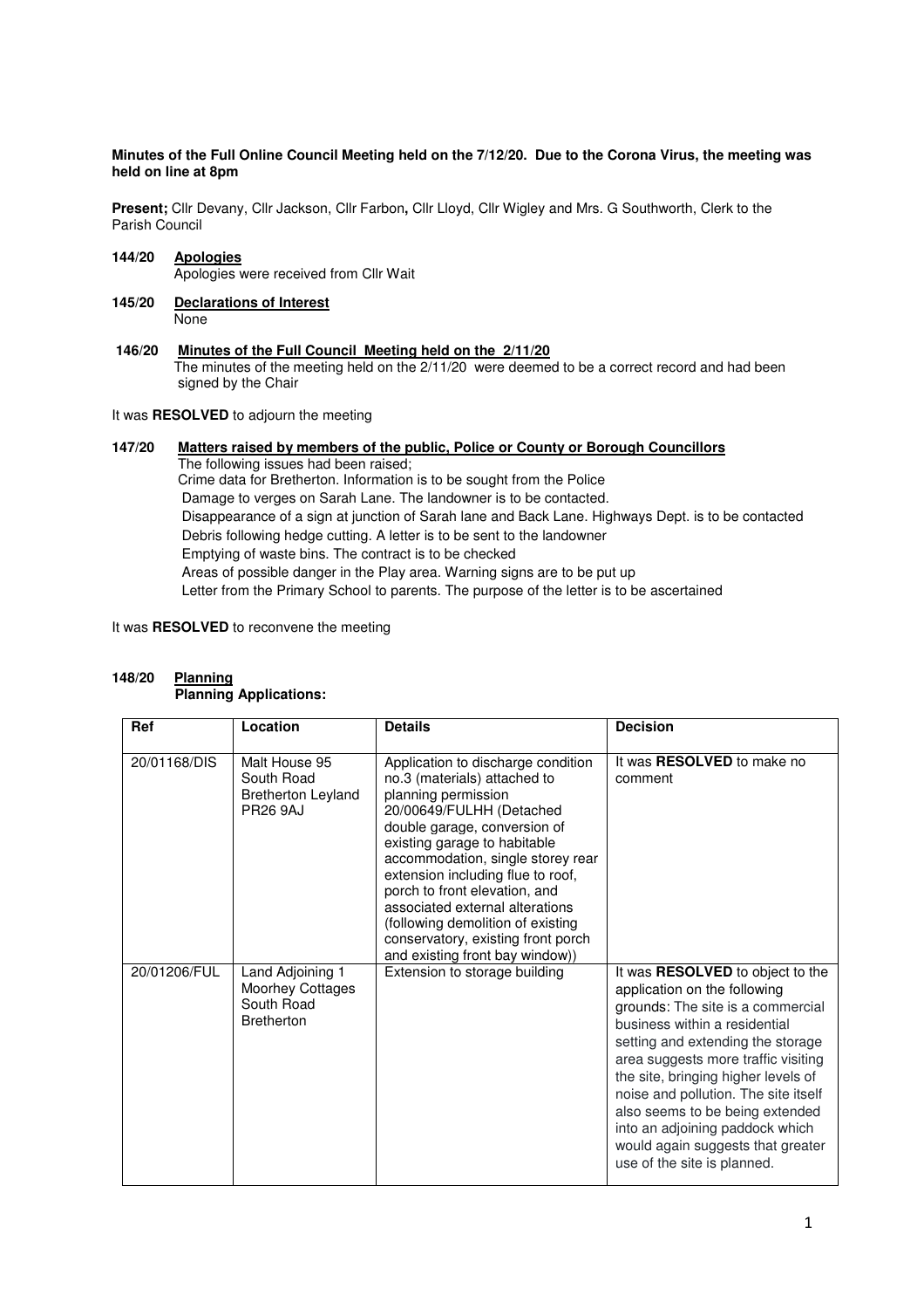**Minutes of the Full Online Council Meeting held on the 7/12/20. Due to the Corona Virus, the meeting was held on line at 8pm**

**Present;** Cllr Devany, Cllr Jackson, Cllr Farbon**,** Cllr Lloyd, Cllr Wigley and Mrs. G Southworth, Clerk to the Parish Council

**144/20 Apologies**

Apologies were received from Cllr Wait

**145/20 Declarations of Interest**

None

**146/20 Minutes of the Full Council Meeting held on the 2/11/20**

The minutes of the meeting held on the 2/11/20 were deemed to be a correct record and had been signed by the Chair

It was **RESOLVED** to adjourn the meeting

**147/20 Matters raised by members of the public, Police or County or Borough Councillors**

The following issues had been raised;

Crime data for Bretherton. Information is to be sought from the Police

Damage to verges on Sarah Lane. The landowner is to be contacted.

Disappearance of a sign at junction of Sarah lane and Back Lane. Highways Dept. is to be contacted

Debris following hedge cutting. A letter is to be sent to the landowner

Emptying of waste bins. The contract is to be checked

Areas of possible danger in the Play area. Warning signs are to be put up

Letter from the Primary School to parents. The purpose of the letter is to be ascertained

It was **RESOLVED** to reconvene the meeting

**148/20 Planning**

**Planning Applications:**

| Ref | Location | Details | Decision |
|---|---|---|---|
| 20/01168/DIS | Malt House 95 South Road Bretherton Leyland PR26 9AJ | Application to discharge condition no.3 (materials) attached to planning permission 20/00649/FULHH (Detached double garage, conversion of existing garage to habitable accommodation, single storey rear extension including flue to roof, porch to front elevation, and associated external alterations (following demolition of existing conservatory, existing front porch and existing front bay window)) | It was **RESOLVED** to make no comment |
| 20/01206/FUL | Land Adjoining 1 Moorhey Cottages South Road Bretherton | Extension to storage building | It was **RESOLVED** to object to the application on the following grounds: The site is a commercial business within a residential setting and extending the storage area suggests more traffic visiting the site, bringing higher levels of noise and pollution. The site itself also seems to be being extended into an adjoining paddock which would again suggests that greater use of the site is planned. |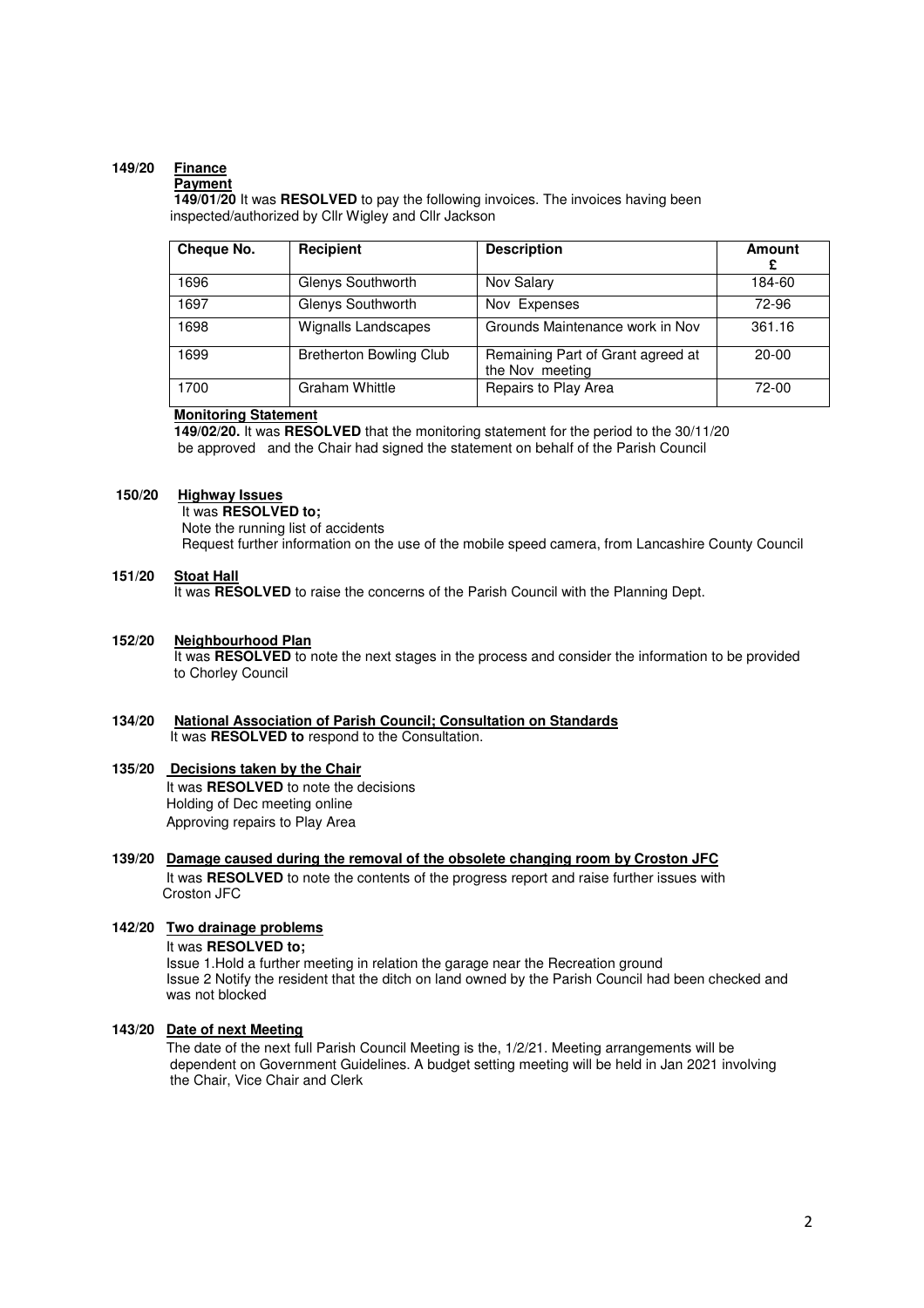**149/20 Finance**

**Payment**

**149/01/20** It was **RESOLVED** to pay the following invoices. The invoices having been inspected/authorized by Cllr Wigley and Cllr Jackson

| Cheque No. | Recipient | Description | Amount £ |
|---|---|---|---|
| 1696 | Glenys Southworth | Nov Salary | 184-60 |
| 1697 | Glenys Southworth | Nov Expenses | 72-96 |
| 1698 | Wignalls Landscapes | Grounds Maintenance work in Nov | 361.16 |
| 1699 | Bretherton Bowling Club | Remaining Part of Grant agreed at the Nov meeting | 20-00 |
| 1700 | Graham Whittle | Repairs to Play Area | 72-00 |

**Monitoring Statement**

**149/02/20.** It was **RESOLVED** that the monitoring statement for the period to the 30/11/20 be approved and the Chair had signed the statement on behalf of the Parish Council

**150/20 Highway Issues**

It was **RESOLVED to;**

Note the running list of accidents

Request further information on the use of the mobile speed camera, from Lancashire County Council

**151/20 Stoat Hall**

It was **RESOLVED** to raise the concerns of the Parish Council with the Planning Dept.

**152/20 Neighbourhood Plan**

It was **RESOLVED** to note the next stages in the process and consider the information to be provided to Chorley Council

**134/20 National Association of Parish Council; Consultation on Standards**

It was **RESOLVED to** respond to the Consultation.

**135/20 Decisions taken by the Chair**

It was **RESOLVED** to note the decisions

Holding of Dec meeting online

Approving repairs to Play Area

**139/20 Damage caused during the removal of the obsolete changing room by Croston JFC**

It was **RESOLVED** to note the contents of the progress report and raise further issues with Croston JFC

**142/20 Two drainage problems**

It was **RESOLVED to;**

Issue 1.Hold a further meeting in relation the garage near the Recreation ground

Issue 2 Notify the resident that the ditch on land owned by the Parish Council had been checked and was not blocked

**143/20 Date of next Meeting**

The date of the next full Parish Council Meeting is the, 1/2/21. Meeting arrangements will be dependent on Government Guidelines. A budget setting meeting will be held in Jan 2021 involving the Chair, Vice Chair and Clerk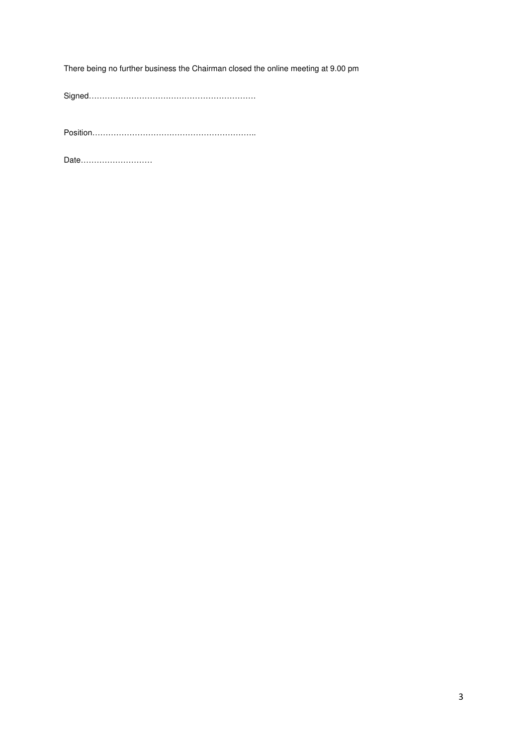There being no further business the Chairman closed the online meeting at 9.00 pm

Signed…………………………………………………….

Position…………………………………………………..

Date………………………